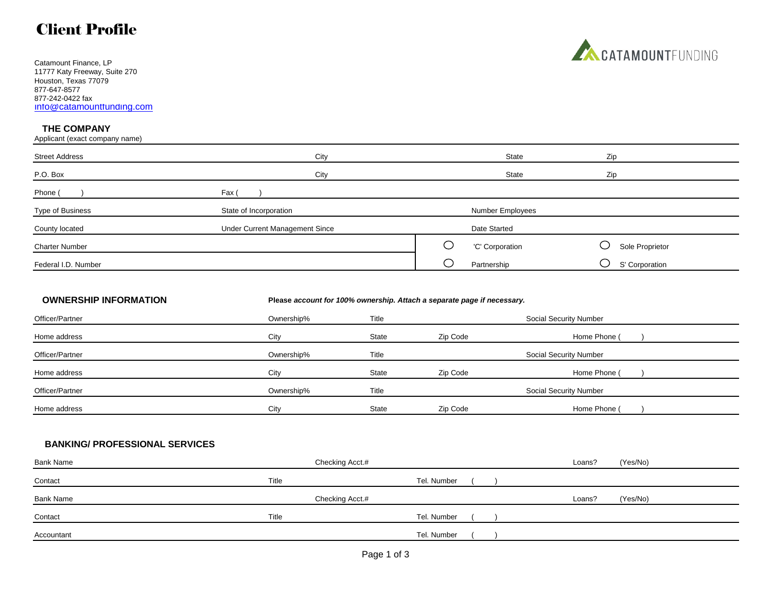# Client Profile

CATAMOUNTFUNDING

Catamount Finance, LP
11777 Katy Freeway, Suite 270
Houston, Texas 77079
877-647-8577
877-242-0422 fax
info@catamountfunding.com

## THE COMPANY

Applicant (exact company name)

| Street Address | City | State | Zip |
|---|---|---|---|
| P.O. Box | City | State | Zip |
| Phone ( ) | Fax ( ) | | |
| Type of Business | State of Incorporation | Number Employees | |
| County located | Under Current Management Since | Date Started | |
| Charter Number | | ◯ 'C' Corporation | ◯ Sole Proprietor |
| Federal I.D. Number | | ◯ Partnership | ◯ S' Corporation |

## OWNERSHIP INFORMATION

**Please *account for 100% ownership. Attach a separate page if necessary.***

| Officer/Partner | Ownership% | Title | | Social Security Number |
|---|---|---|---|---|
| Home address | City | State | Zip Code | Home Phone ( ) |
| Officer/Partner | Ownership% | Title | | Social Security Number |
| Home address | City | State | Zip Code | Home Phone ( ) |
| Officer/Partner | Ownership% | Title | | Social Security Number |
| Home address | City | State | Zip Code | Home Phone ( ) |

## BANKING/ PROFESSIONAL SERVICES

| Bank Name | | Checking Acct.# | Loans? (Yes/No) |
|---|---|---|---|
| Contact | Title | Tel. Number ( ) | |
| Bank Name | | Checking Acct.# | Loans? (Yes/No) |
| Contact | Title | Tel. Number ( ) | |
| Accountant | | Tel. Number ( ) | |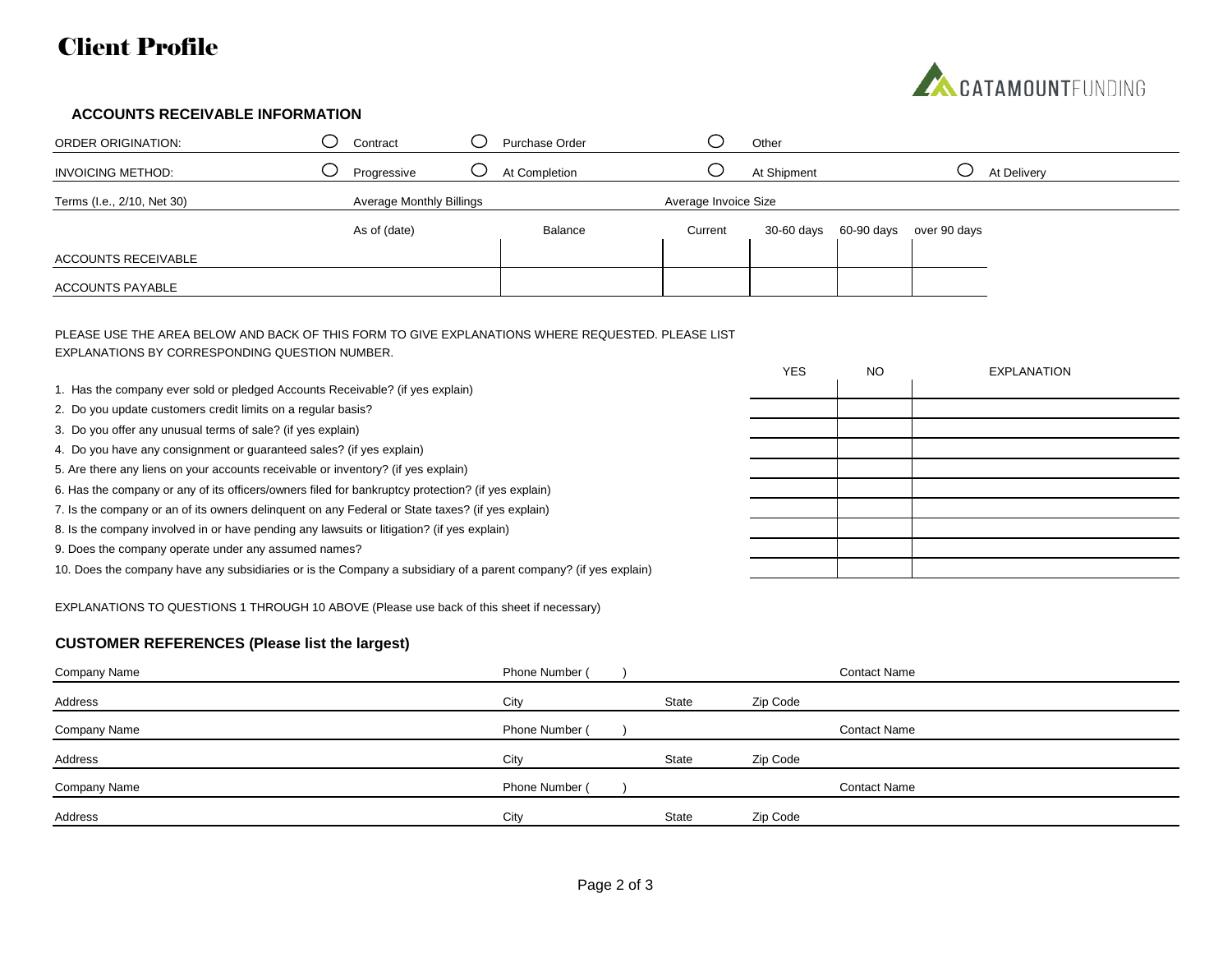# Client Profile

CATAMOUNTFUNDING

### ACCOUNTS RECEIVABLE INFORMATION

| ORDER ORIGINATION: | ○ Contract | ○ Purchase Order | ○ Other | |
|---|---|---|---|---|
| INVOICING METHOD: | ○ Progressive | ○ At Completion | ○ At Shipment | ○ At Delivery |
| Terms (I.e., 2/10, Net 30) | Average Monthly Billings | | Average Invoice Size | |

| | As of (date) | Balance | Current | 30-60 days | 60-90 days | over 90 days |
|---|---|---|---|---|---|---|
| ACCOUNTS RECEIVABLE | | | | | | |
| ACCOUNTS PAYABLE | | | | | | |

PLEASE USE THE AREA BELOW AND BACK OF THIS FORM TO GIVE EXPLANATIONS WHERE REQUESTED. PLEASE LIST EXPLANATIONS BY CORRESPONDING QUESTION NUMBER.

| | YES | NO | EXPLANATION |
|---|---|---|---|
| 1. Has the company ever sold or pledged Accounts Receivable? (if yes explain) | | | |
| 2. Do you update customers credit limits on a regular basis? | | | |
| 3. Do you offer any unusual terms of sale? (if yes explain) | | | |
| 4. Do you have any consignment or guaranteed sales? (if yes explain) | | | |
| 5. Are there any liens on your accounts receivable or inventory? (if yes explain) | | | |
| 6. Has the company or any of its officers/owners filed for bankruptcy protection? (if yes explain) | | | |
| 7. Is the company or an of its owners delinquent on any Federal or State taxes? (if yes explain) | | | |
| 8. Is the company involved in or have pending any lawsuits or litigation? (if yes explain) | | | |
| 9. Does the company operate under any assumed names? | | | |
| 10. Does the company have any subsidiaries or is the Company a subsidiary of a parent company? (if yes explain) | | | |

EXPLANATIONS TO QUESTIONS 1 THROUGH 10 ABOVE (Please use back of this sheet if necessary)

### CUSTOMER REFERENCES (Please list the largest)

| Company Name | Phone Number (   ) | | Contact Name |
|---|---|---|---|
| Address | City | State | Zip Code |
| Company Name | Phone Number (   ) | | Contact Name |
| Address | City | State | Zip Code |
| Company Name | Phone Number (   ) | | Contact Name |
| Address | City | State | Zip Code |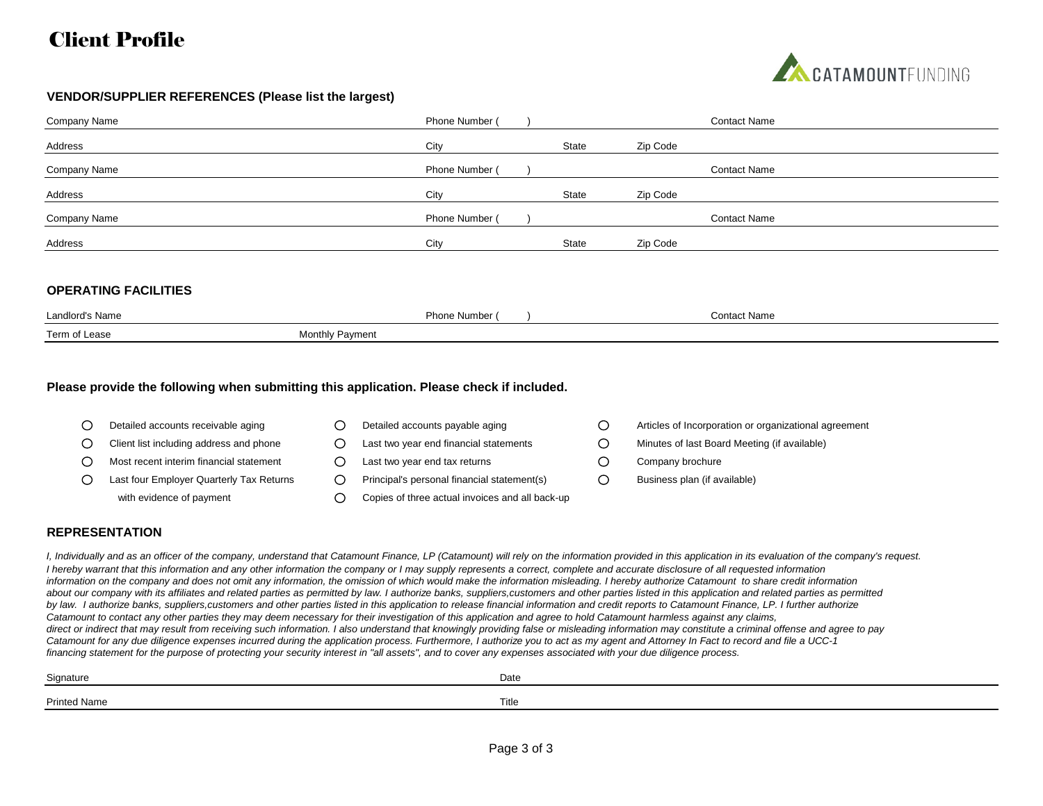# Client Profile

CATAMOUNTFUNDING

### VENDOR/SUPPLIER REFERENCES (Please list the largest)

| | | | | |
|---|---|---|---|---|
| Company Name | Phone Number ( ) | | | Contact Name |
| Address | City | State | Zip Code | |
| Company Name | Phone Number ( ) | | | Contact Name |
| Address | City | State | Zip Code | |
| Company Name | Phone Number ( ) | | | Contact Name |
| Address | City | State | Zip Code | |

### OPERATING FACILITIES

| | | | |
|---|---|---|---|
| Landlord's Name | | Phone Number ( ) | Contact Name |
| Term of Lease | Monthly Payment | | |

**Please provide the following when submitting this application. Please check if included.**

- ○ Detailed accounts receivable aging
- ○ Client list including address and phone
- ○ Most recent interim financial statement
- ○ Last four Employer Quarterly Tax Returns with evidence of payment
- ○ Detailed accounts payable aging
- ○ Last two year end financial statements
- ○ Last two year end tax returns
- ○ Principal's personal financial statement(s)
- ○ Copies of three actual invoices and all back-up
- ○ Articles of Incorporation or organizational agreement
- ○ Minutes of last Board Meeting (if available)
- ○ Company brochure
- ○ Business plan (if available)

### REPRESENTATION

*I, Individually and as an officer of the company, understand that Catamount Finance, LP (Catamount) will rely on the information provided in this application in its evaluation of the company's request. I hereby warrant that this information and any other information the company or I may supply represents a correct, complete and accurate disclosure of all requested information information on the company and does not omit any information, the omission of which would make the information misleading. I hereby authorize Catamount to share credit information about our company with its affiliates and related parties as permitted by law. I authorize banks, suppliers,customers and other parties listed in this application and related parties as permitted by law. I authorize banks, suppliers,customers and other parties listed in this application to release financial information and credit reports to Catamount Finance, LP. I further authorize Catamount to contact any other parties they may deem necessary for their investigation of this application and agree to hold Catamount harmless against any claims, direct or indirect that may result from receiving such information. I also understand that knowingly providing false or misleading information may constitute a criminal offense and agree to pay Catamount for any due diligence expenses incurred during the application process. Furthermore, I authorize you to act as my agent and Attorney In Fact to record and file a UCC-1 financing statement for the purpose of protecting your security interest in "all assets", and to cover any expenses associated with your due diligence process.*

| | |
|---|---|
| Signature | Date |
| Printed Name | Title |